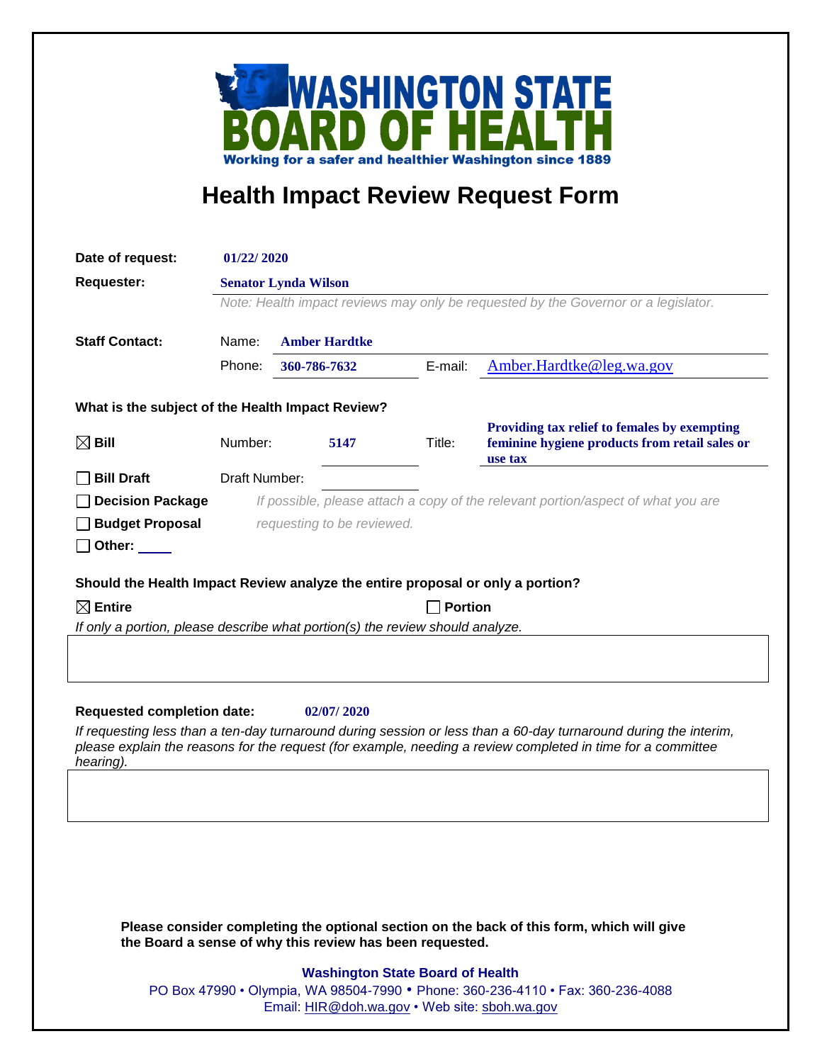**WASHINGTON STATE BOARD OF HEALTH**

**Working for a safer and healthier Washington since 1889**

# Health Impact Review Request Form

**Date of request:** 01/22/ 2020

**Requester:** Senator Lynda Wilson

*Note: Health impact reviews may only be requested by the Governor or a legislator.*

**Staff Contact:**

Name: Amber Hardtke

Phone: 360-786-7632 E-mail: Amber.Hardtke@leg.wa.gov

**What is the subject of the Health Impact Review?**

☒ **Bill** Number: 5147 Title: Providing tax relief to females by exempting feminine hygiene products from retail sales or use tax

☐ **Bill Draft** Draft Number:

☐ **Decision Package**

☐ **Budget Proposal**

☐ **Other:**

*If possible, please attach a copy of the relevant portion/aspect of what you are requesting to be reviewed.*

**Should the Health Impact Review analyze the entire proposal or only a portion?**

☒ **Entire** ☐ **Portion**

*If only a portion, please describe what portion(s) the review should analyze.*

**Requested completion date:** 02/07/ 2020

*If requesting less than a ten-day turnaround during session or less than a 60-day turnaround during the interim, please explain the reasons for the request (for example, needing a review completed in time for a committee hearing).*

**Please consider completing the optional section on the back of this form, which will give the Board a sense of why this review has been requested.**

**Washington State Board of Health**

PO Box 47990 • Olympia, WA 98504-7990 • Phone: 360-236-4110 • Fax: 360-236-4088
Email: HIR@doh.wa.gov • Web site: sboh.wa.gov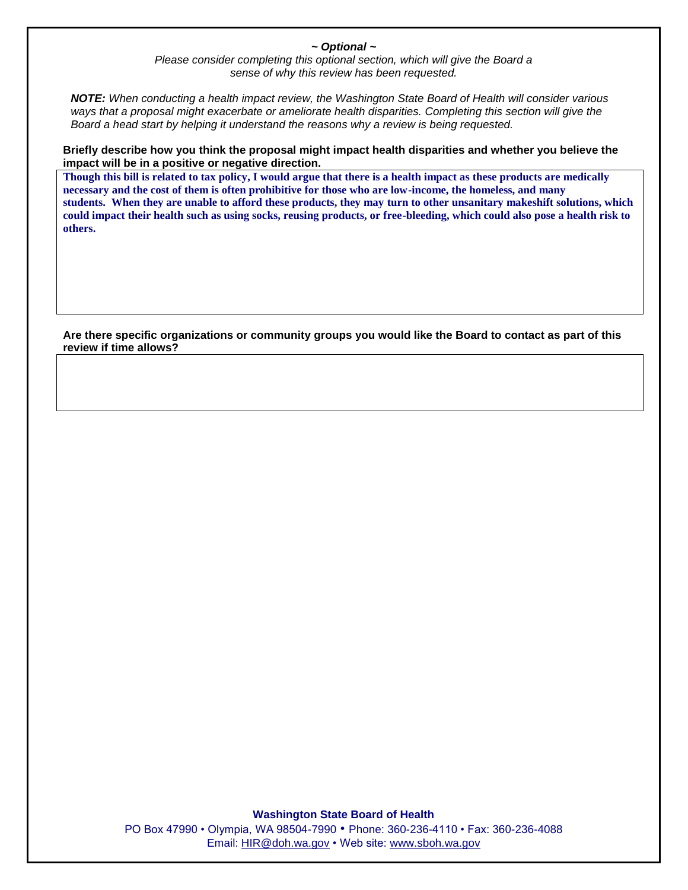***~ Optional ~***

*Please consider completing this optional section, which will give the Board a sense of why this review has been requested.*

***NOTE:*** *When conducting a health impact review, the Washington State Board of Health will consider various ways that a proposal might exacerbate or ameliorate health disparities. Completing this section will give the Board a head start by helping it understand the reasons why a review is being requested.*

**Briefly describe how you think the proposal might impact health disparities and whether you believe the impact will be in a positive or negative direction.**

**Though this bill is related to tax policy, I would argue that there is a health impact as these products are medically necessary and the cost of them is often prohibitive for those who are low-income, the homeless, and many students. When they are unable to afford these products, they may turn to other unsanitary makeshift solutions, which could impact their health such as using socks, reusing products, or free-bleeding, which could also pose a health risk to others.**

**Are there specific organizations or community groups you would like the Board to contact as part of this review if time allows?**

**Washington State Board of Health**

PO Box 47990 • Olympia, WA 98504-7990 • Phone: 360-236-4110 • Fax: 360-236-4088
Email: HIR@doh.wa.gov • Web site: www.sboh.wa.gov